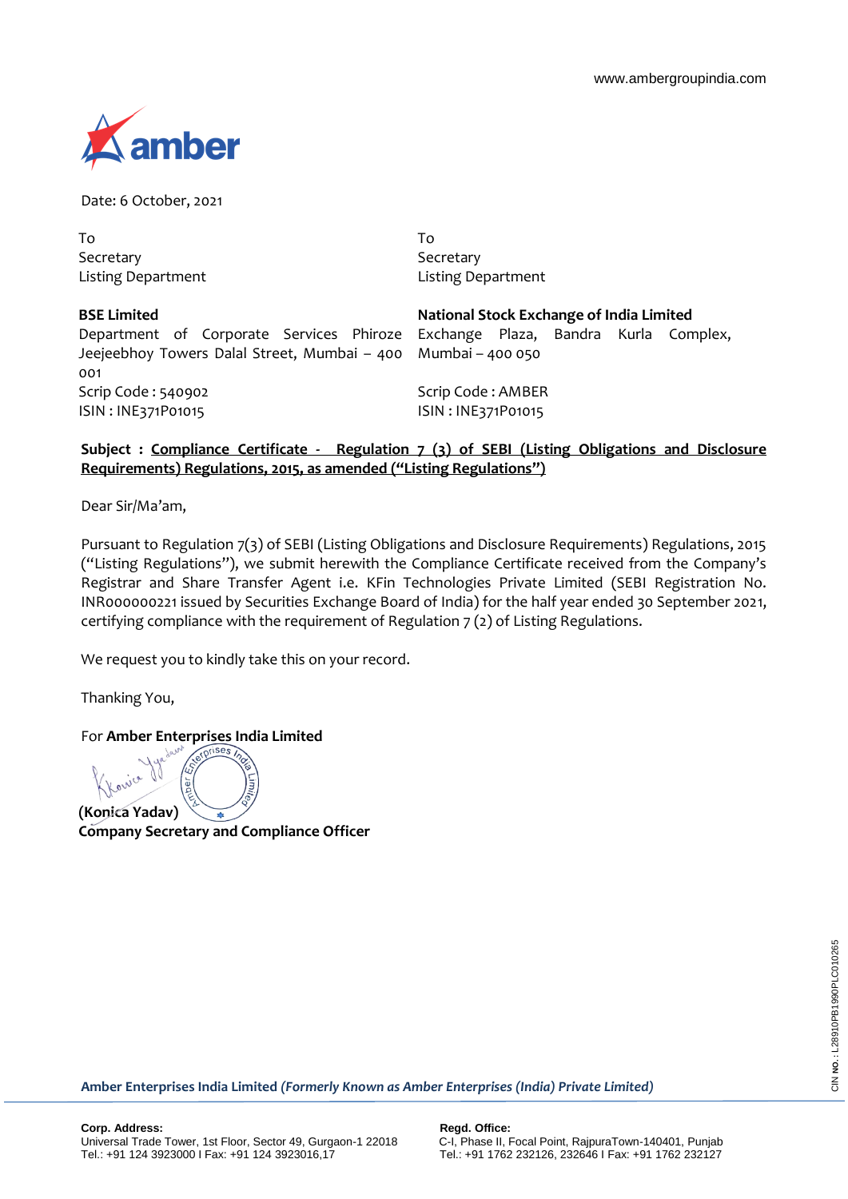www.ambergroupindia.com

Date: 6 October, 2021

To
Secretary
Listing Department

**BSE Limited**
Department of Corporate Services Phiroze Jeejeebhoy Towers Dalal Street, Mumbai – 400 001
Scrip Code : 540902
ISIN : INE371P01015

To
Secretary
Listing Department

**National Stock Exchange of India Limited**
Exchange Plaza, Bandra Kurla Complex, Mumbai – 400 050
Scrip Code : AMBER
ISIN : INE371P01015

**Subject : Compliance Certificate - Regulation 7 (3) of SEBI (Listing Obligations and Disclosure Requirements) Regulations, 2015, as amended ("Listing Regulations")**

Dear Sir/Ma'am,

Pursuant to Regulation 7(3) of SEBI (Listing Obligations and Disclosure Requirements) Regulations, 2015 ("Listing Regulations"), we submit herewith the Compliance Certificate received from the Company's Registrar and Share Transfer Agent i.e. KFin Technologies Private Limited (SEBI Registration No. INR000000221 issued by Securities Exchange Board of India) for the half year ended 30 September 2021, certifying compliance with the requirement of Regulation 7 (2) of Listing Regulations.

We request you to kindly take this on your record.

Thanking You,

For **Amber Enterprises India Limited**

**(Konica Yadav)**
**Company Secretary and Compliance Officer**

**Amber Enterprises India Limited** ***(Formerly Known as Amber Enterprises (India) Private Limited)***

**Corp. Address:**
Universal Trade Tower, 1st Floor, Sector 49, Gurgaon-1 22018
Tel.: +91 124 3923000 I Fax: +91 124 3923016,17

**Regd. Office:**
C-I, Phase II, Focal Point, RajpuraTown-140401, Punjab
Tel.: +91 1762 232126, 232646 I Fax: +91 1762 232127

CIN NO.: L28910PB1990PLC010265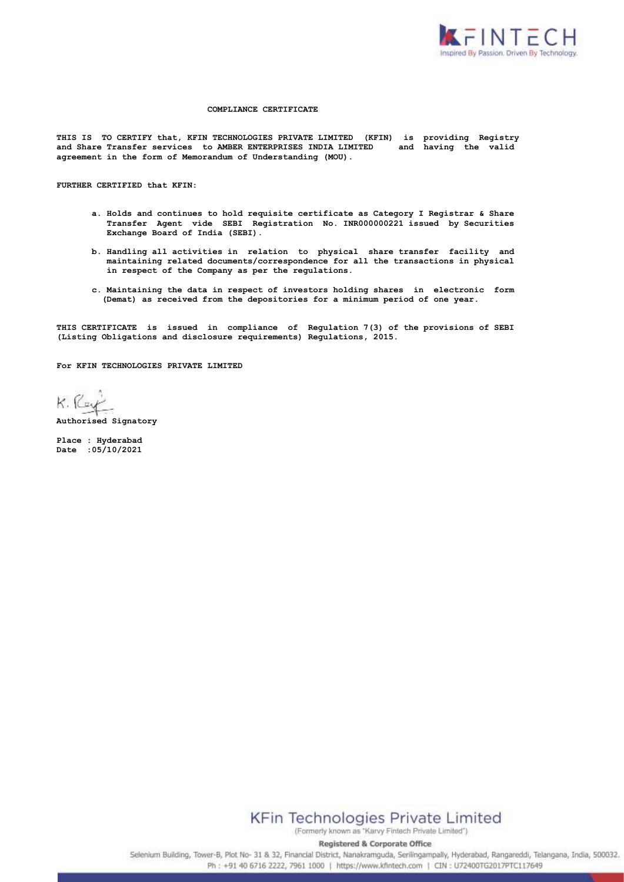# COMPLIANCE CERTIFICATE

**THIS IS TO CERTIFY that, KFIN TECHNOLOGIES PRIVATE LIMITED (KFIN) is providing Registry and Share Transfer services to AMBER ENTERPRISES INDIA LIMITED and having the valid agreement in the form of Memorandum of Understanding (MOU).**

**FURTHER CERTIFIED that KFIN:**

a. **Holds and continues to hold requisite certificate as Category I Registrar & Share Transfer Agent vide SEBI Registration No. INR000000221 issued by Securities Exchange Board of India (SEBI).**

b. **Handling all activities in relation to physical share transfer facility and maintaining related documents/correspondence for all the transactions in physical in respect of the Company as per the regulations.**

c. **Maintaining the data in respect of investors holding shares in electronic form (Demat) as received from the depositories for a minimum period of one year.**

**THIS CERTIFICATE is issued in compliance of Regulation 7(3) of the provisions of SEBI (Listing Obligations and disclosure requirements) Regulations, 2015.**

**For KFIN TECHNOLOGIES PRIVATE LIMITED**

K. Ray

**Authorised Signatory**

**Place : Hyderabad**
**Date :05/10/2021**

KFin Technologies Private Limited
(Formerly known as "Karvy Fintech Private Limited")

Registered & Corporate Office
Selenium Building, Tower-B, Plot No- 31 & 32, Financial District, Nanakramguda, Serilingampally, Hyderabad, Rangareddi, Telangana, India, 500032.
Ph : +91 40 6716 2222, 7961 1000 | https://www.kfintech.com | CIN : U72400TG2017PTC117649